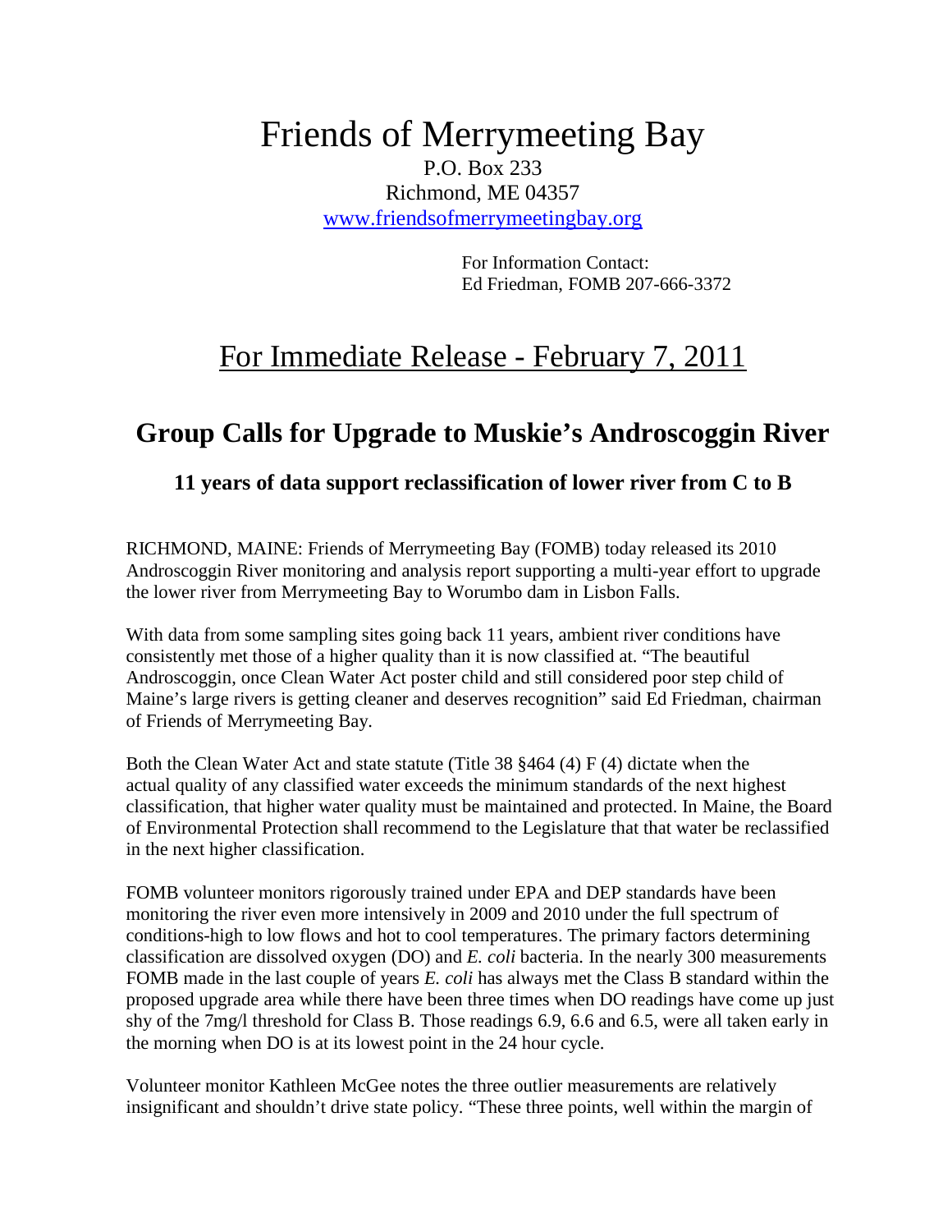# Friends of Merrymeeting Bay

P.O. Box 233
Richmond, ME 04357
www.friendsofmerrymeetingbay.org

For Information Contact:
Ed Friedman, FOMB 207-666-3372

## For Immediate Release - February 7, 2011

## Group Calls for Upgrade to Muskie's Androscoggin River

### 11 years of data support reclassification of lower river from C to B

RICHMOND, MAINE: Friends of Merrymeeting Bay (FOMB) today released its 2010 Androscoggin River monitoring and analysis report supporting a multi-year effort to upgrade the lower river from Merrymeeting Bay to Worumbo dam in Lisbon Falls.

With data from some sampling sites going back 11 years, ambient river conditions have consistently met those of a higher quality than it is now classified at. "The beautiful Androscoggin, once Clean Water Act poster child and still considered poor step child of Maine's large rivers is getting cleaner and deserves recognition" said Ed Friedman, chairman of Friends of Merrymeeting Bay.

Both the Clean Water Act and state statute (Title 38 §464 (4) F (4) dictate when the actual quality of any classified water exceeds the minimum standards of the next highest classification, that higher water quality must be maintained and protected. In Maine, the Board of Environmental Protection shall recommend to the Legislature that that water be reclassified in the next higher classification.

FOMB volunteer monitors rigorously trained under EPA and DEP standards have been monitoring the river even more intensively in 2009 and 2010 under the full spectrum of conditions-high to low flows and hot to cool temperatures. The primary factors determining classification are dissolved oxygen (DO) and *E. coli* bacteria. In the nearly 300 measurements FOMB made in the last couple of years *E. coli* has always met the Class B standard within the proposed upgrade area while there have been three times when DO readings have come up just shy of the 7mg/l threshold for Class B. Those readings 6.9, 6.6 and 6.5, were all taken early in the morning when DO is at its lowest point in the 24 hour cycle.

Volunteer monitor Kathleen McGee notes the three outlier measurements are relatively insignificant and shouldn't drive state policy. "These three points, well within the margin of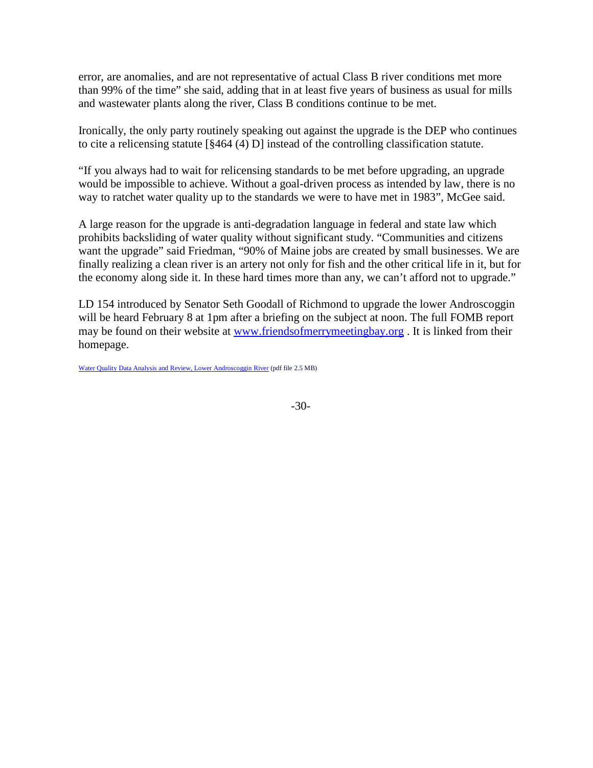error, are anomalies, and are not representative of actual Class B river conditions met more than 99% of the time" she said, adding that in at least five years of business as usual for mills and wastewater plants along the river, Class B conditions continue to be met.

Ironically, the only party routinely speaking out against the upgrade is the DEP who continues to cite a relicensing statute [§464 (4) D] instead of the controlling classification statute.

"If you always had to wait for relicensing standards to be met before upgrading, an upgrade would be impossible to achieve. Without a goal-driven process as intended by law, there is no way to ratchet water quality up to the standards we were to have met in 1983", McGee said.

A large reason for the upgrade is anti-degradation language in federal and state law which prohibits backsliding of water quality without significant study. "Communities and citizens want the upgrade" said Friedman, "90% of Maine jobs are created by small businesses. We are finally realizing a clean river is an artery not only for fish and the other critical life in it, but for the economy along side it. In these hard times more than any, we can't afford not to upgrade."

LD 154 introduced by Senator Seth Goodall of Richmond to upgrade the lower Androscoggin will be heard February 8 at 1pm after a briefing on the subject at noon. The full FOMB report may be found on their website at [www.friendsofmerrymeetingbay.org](http://www.friendsofmerrymeetingbay.org) . It is linked from their homepage.

Water Quality Data Analysis and Review, Lower Androscoggin River (pdf file 2.5 MB)

-30-